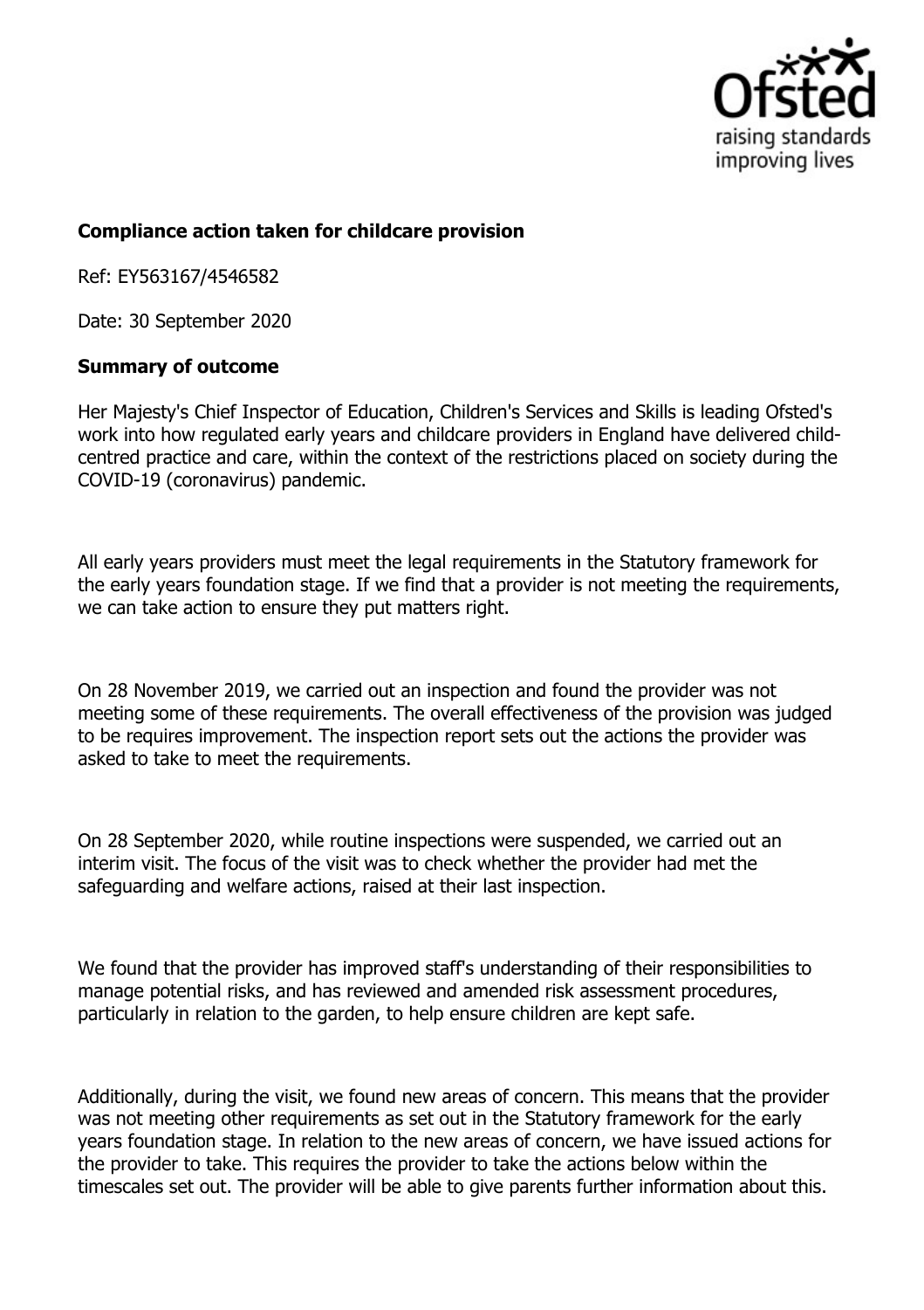**Compliance action taken for childcare provision**

Ref: EY563167/4546582

Date: 30 September 2020

**Summary of outcome**

Her Majesty's Chief Inspector of Education, Children's Services and Skills is leading Ofsted's work into how regulated early years and childcare providers in England have delivered child-centred practice and care, within the context of the restrictions placed on society during the COVID-19 (coronavirus) pandemic.

All early years providers must meet the legal requirements in the Statutory framework for the early years foundation stage. If we find that a provider is not meeting the requirements, we can take action to ensure they put matters right.

On 28 November 2019, we carried out an inspection and found the provider was not meeting some of these requirements. The overall effectiveness of the provision was judged to be requires improvement. The inspection report sets out the actions the provider was asked to take to meet the requirements.

On 28 September 2020, while routine inspections were suspended, we carried out an interim visit. The focus of the visit was to check whether the provider had met the safeguarding and welfare actions, raised at their last inspection.

We found that the provider has improved staff's understanding of their responsibilities to manage potential risks, and has reviewed and amended risk assessment procedures, particularly in relation to the garden, to help ensure children are kept safe.

Additionally, during the visit, we found new areas of concern. This means that the provider was not meeting other requirements as set out in the Statutory framework for the early years foundation stage. In relation to the new areas of concern, we have issued actions for the provider to take. This requires the provider to take the actions below within the timescales set out. The provider will be able to give parents further information about this.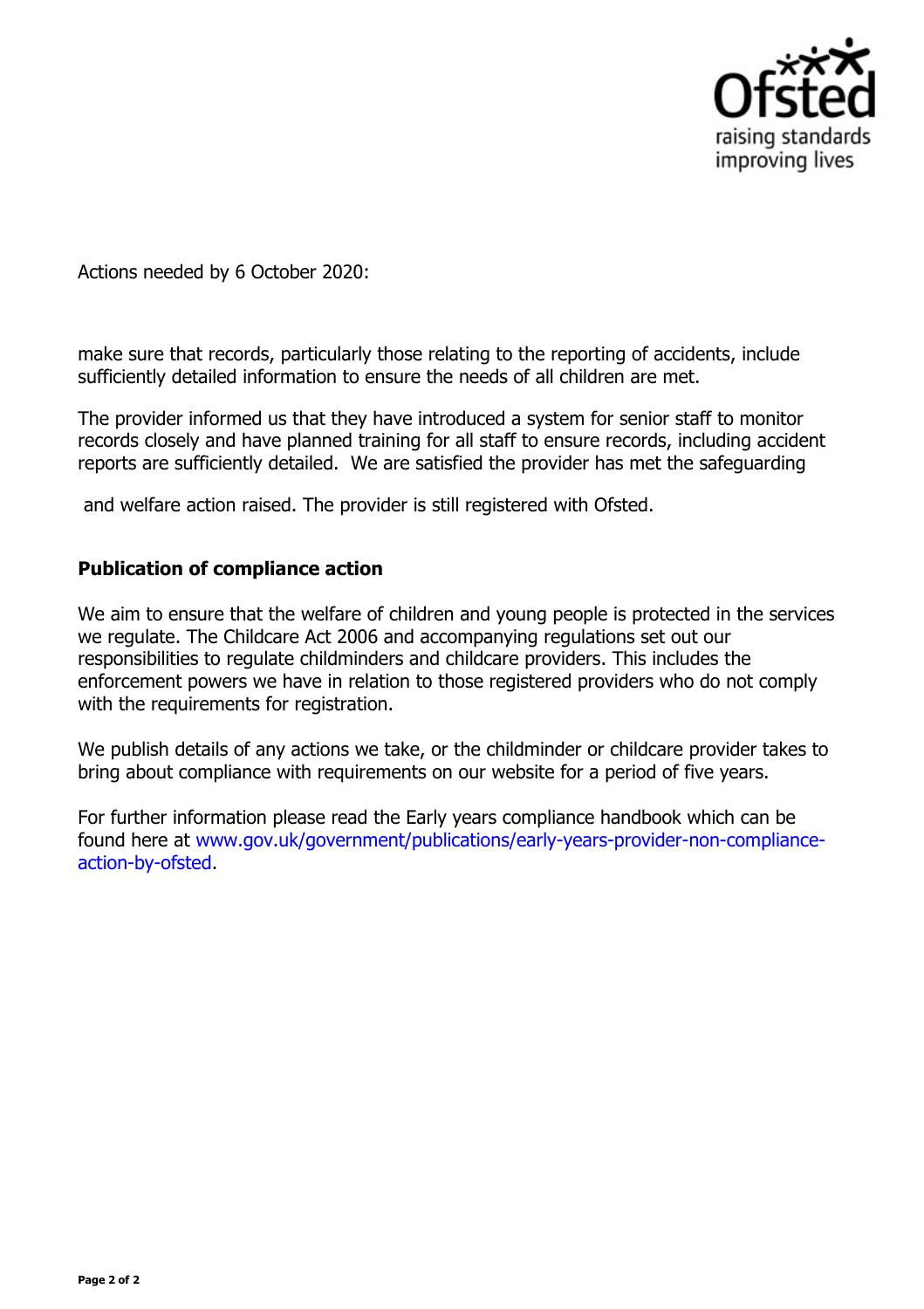Actions needed by 6 October 2020:

make sure that records, particularly those relating to the reporting of accidents, include sufficiently detailed information to ensure the needs of all children are met.

The provider informed us that they have introduced a system for senior staff to monitor records closely and have planned training for all staff to ensure records, including accident reports are sufficiently detailed. We are satisfied the provider has met the safeguarding and welfare action raised. The provider is still registered with Ofsted.

## Publication of compliance action

We aim to ensure that the welfare of children and young people is protected in the services we regulate. The Childcare Act 2006 and accompanying regulations set out our responsibilities to regulate childminders and childcare providers. This includes the enforcement powers we have in relation to those registered providers who do not comply with the requirements for registration.

We publish details of any actions we take, or the childminder or childcare provider takes to bring about compliance with requirements on our website for a period of five years.

For further information please read the Early years compliance handbook which can be found here at www.gov.uk/government/publications/early-years-provider-non-compliance-action-by-ofsted.